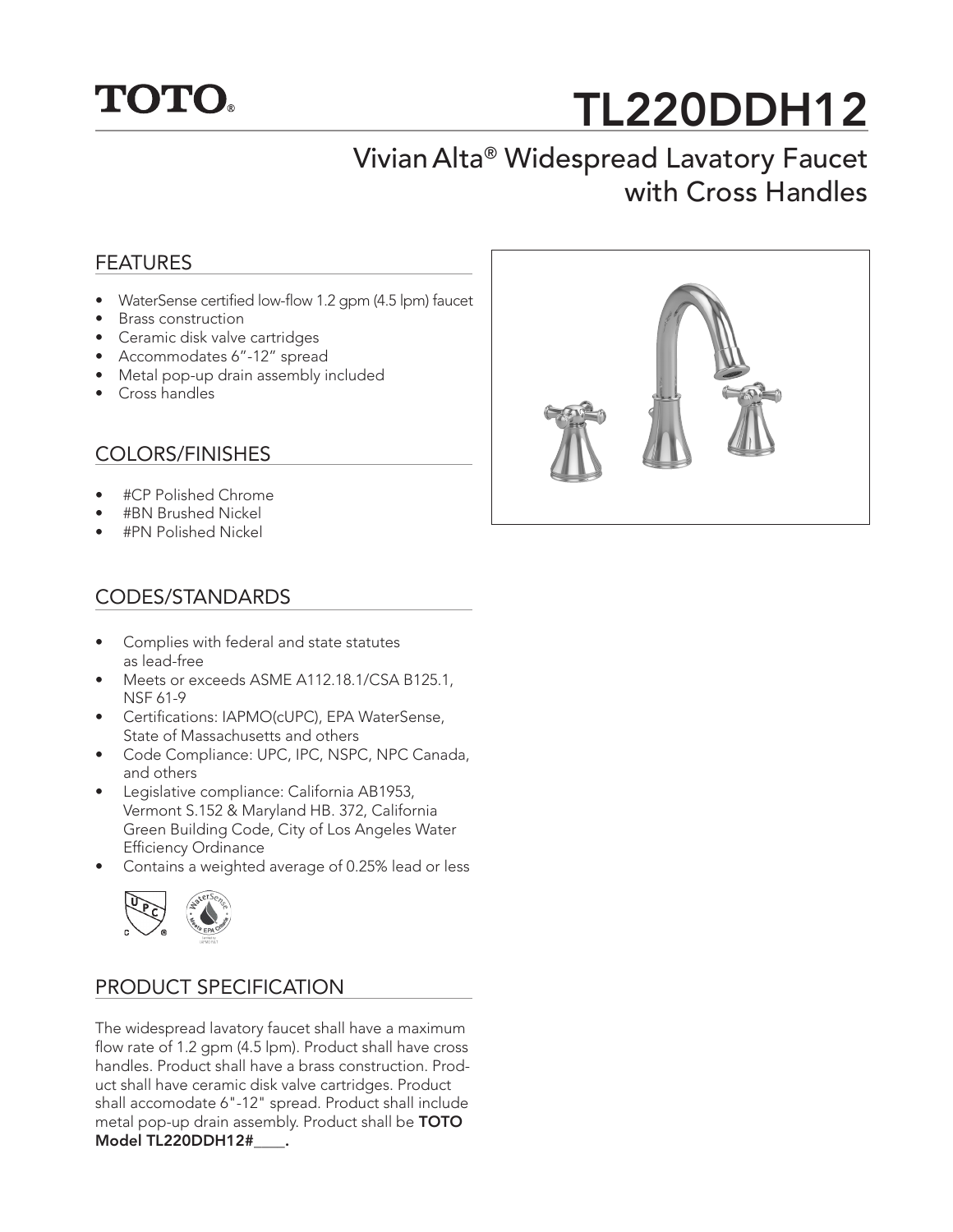TOTO®

# TL220DDH12

## Vivian Alta® Widespread Lavatory Faucet with Cross Handles

### FEATURES

- WaterSense certified low-flow 1.2 gpm (4.5 lpm) faucet
- Brass construction
- Ceramic disk valve cartridges
- Accommodates 6"-12" spread
- Metal pop-up drain assembly included
- Cross handles

### COLORS/FINISHES

- #CP Polished Chrome
- #BN Brushed Nickel
- #PN Polished Nickel

### CODES/STANDARDS

- Complies with federal and state statutes as lead-free
- Meets or exceeds ASME A112.18.1/CSA B125.1, NSF 61-9
- Certifications: IAPMO(cUPC), EPA WaterSense, State of Massachusetts and others
- Code Compliance: UPC, IPC, NSPC, NPC Canada, and others
- Legislative compliance: California AB1953, Vermont S.152 & Maryland HB. 372, California Green Building Code, City of Los Angeles Water Efficiency Ordinance
- Contains a weighted average of 0.25% lead or less

### PRODUCT SPECIFICATION

The widespread lavatory faucet shall have a maximum flow rate of 1.2 gpm (4.5 lpm). Product shall have cross handles. Product shall have a brass construction. Product shall have ceramic disk valve cartridges. Product shall accomodate 6"-12" spread. Product shall include metal pop-up drain assembly. Product shall be **TOTO Model TL220DDH12#____.**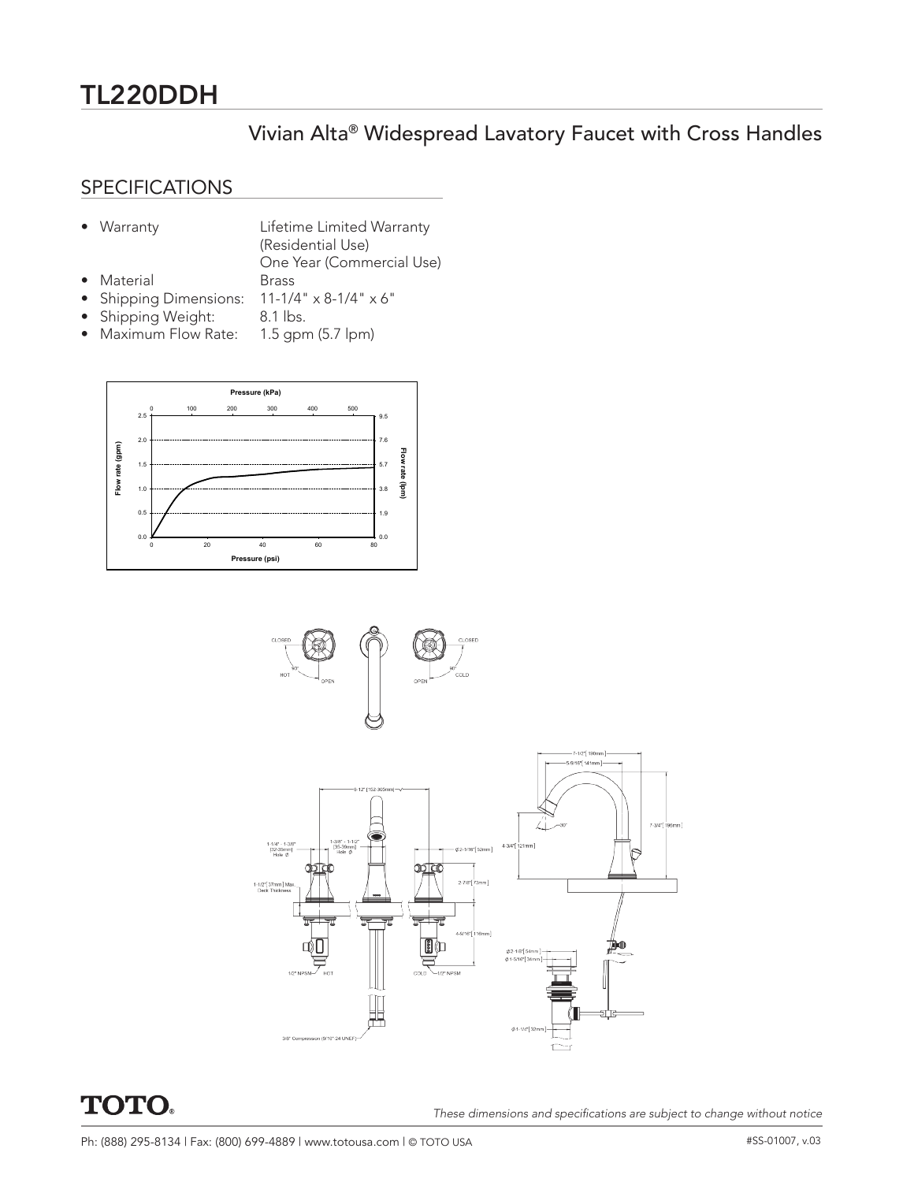# TL220DDH

## Vivian Alta® Widespread Lavatory Faucet with Cross Handles

## SPECIFICATIONS

- Warranty — Lifetime Limited Warranty (Residential Use) One Year (Commercial Use)
- Material — Brass
- Shipping Dimensions: 11-1/4" x 8-1/4" x 6"
- Shipping Weight: 8.1 lbs.
- Maximum Flow Rate: 1.5 gpm (5.7 lpm)

Pressure (kPa)
0 100 200 300 400 500
Flow rate (gpm)
2.5 2.0 1.5 1.0 0.5 0.0
Flow rate (lpm)
9.5 7.6 5.7 3.8 1.9 0.0
0 20 40 60 80
Pressure (psi)

CLOSED
90°
HOT
OPEN
OPEN
90°
COLD
CLOSED

7-1/2" [190mm]
5-9/16" [141mm]
6-12" [152-305mm]
30°
7-3/4" [196mm]
4-3/4" [121mm]
1-1/4" - 1-3/8" [32-35mm] Hole Ø
1-3/8" - 1-1/2" [35-38mm] Hole Ø
Ø2-1/16" [52mm]
2-7/8" [73mm]
1-1/2" [37mm] Max. Deck Thickness
4-9/16" [116mm]
Ø2-1/8" [54mm]
Ø1-5/16" [34mm]
1/2" NPSM HOT
COLD 1/2" NPSM
Ø1-1/4" [32mm]
3/8" Compression (9/16" 24 UNEF)

*These dimensions and specifications are subject to change without notice*

Ph: (888) 295-8134 | Fax: (800) 699-4889 | www.totousa.com | © TOTO USA

#SS-01007, v.03